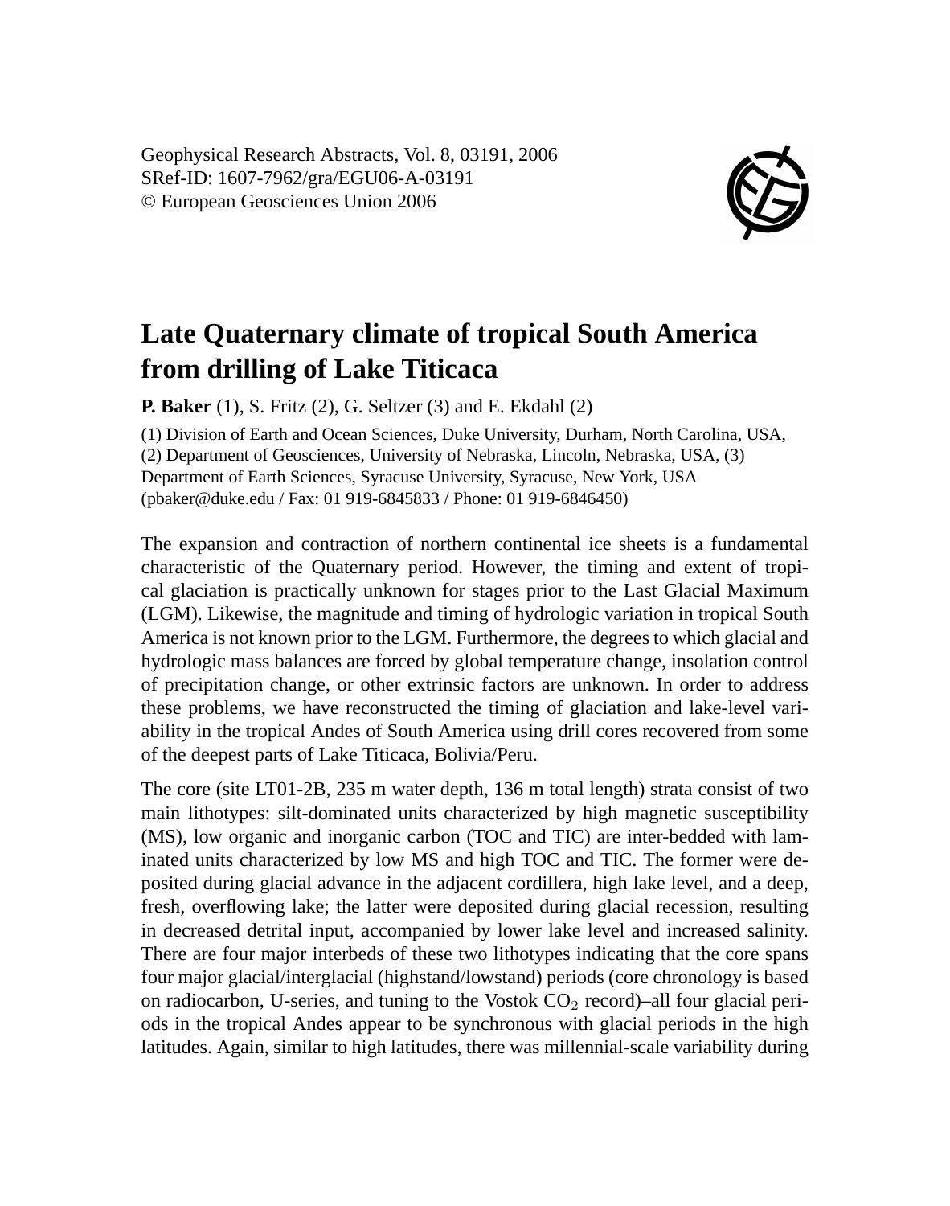Geophysical Research Abstracts, Vol. 8, 03191, 2006
SRef-ID: 1607-7962/gra/EGU06-A-03191
© European Geosciences Union 2006

# Late Quaternary climate of tropical South America from drilling of Lake Titicaca

**P. Baker** (1), S. Fritz (2), G. Seltzer (3) and E. Ekdahl (2)

(1) Division of Earth and Ocean Sciences, Duke University, Durham, North Carolina, USA, (2) Department of Geosciences, University of Nebraska, Lincoln, Nebraska, USA, (3) Department of Earth Sciences, Syracuse University, Syracuse, New York, USA (pbaker@duke.edu / Fax: 01 919-6845833 / Phone: 01 919-6846450)

The expansion and contraction of northern continental ice sheets is a fundamental characteristic of the Quaternary period. However, the timing and extent of tropical glaciation is practically unknown for stages prior to the Last Glacial Maximum (LGM). Likewise, the magnitude and timing of hydrologic variation in tropical South America is not known prior to the LGM. Furthermore, the degrees to which glacial and hydrologic mass balances are forced by global temperature change, insolation control of precipitation change, or other extrinsic factors are unknown. In order to address these problems, we have reconstructed the timing of glaciation and lake-level variability in the tropical Andes of South America using drill cores recovered from some of the deepest parts of Lake Titicaca, Bolivia/Peru.

The core (site LT01-2B, 235 m water depth, 136 m total length) strata consist of two main lithotypes: silt-dominated units characterized by high magnetic susceptibility (MS), low organic and inorganic carbon (TOC and TIC) are inter-bedded with laminated units characterized by low MS and high TOC and TIC. The former were deposited during glacial advance in the adjacent cordillera, high lake level, and a deep, fresh, overflowing lake; the latter were deposited during glacial recession, resulting in decreased detrital input, accompanied by lower lake level and increased salinity. There are four major interbeds of these two lithotypes indicating that the core spans four major glacial/interglacial (highstand/lowstand) periods (core chronology is based on radiocarbon, U-series, and tuning to the Vostok $CO_2$ record)–all four glacial periods in the tropical Andes appear to be synchronous with glacial periods in the high latitudes. Again, similar to high latitudes, there was millennial-scale variability during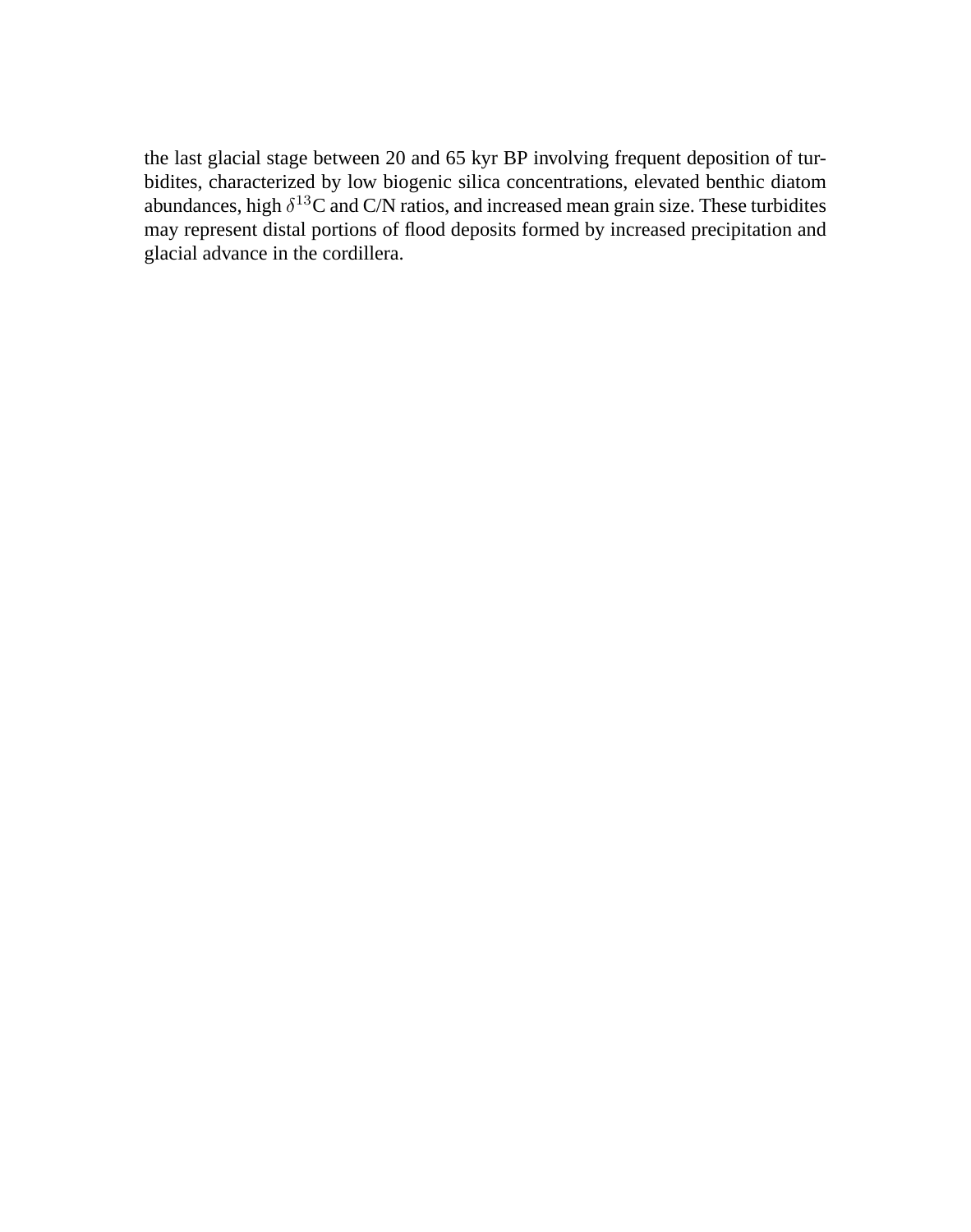the last glacial stage between 20 and 65 kyr BP involving frequent deposition of turbidites, characterized by low biogenic silica concentrations, elevated benthic diatom abundances, high $\delta^{13}$C and C/N ratios, and increased mean grain size. These turbidites may represent distal portions of flood deposits formed by increased precipitation and glacial advance in the cordillera.